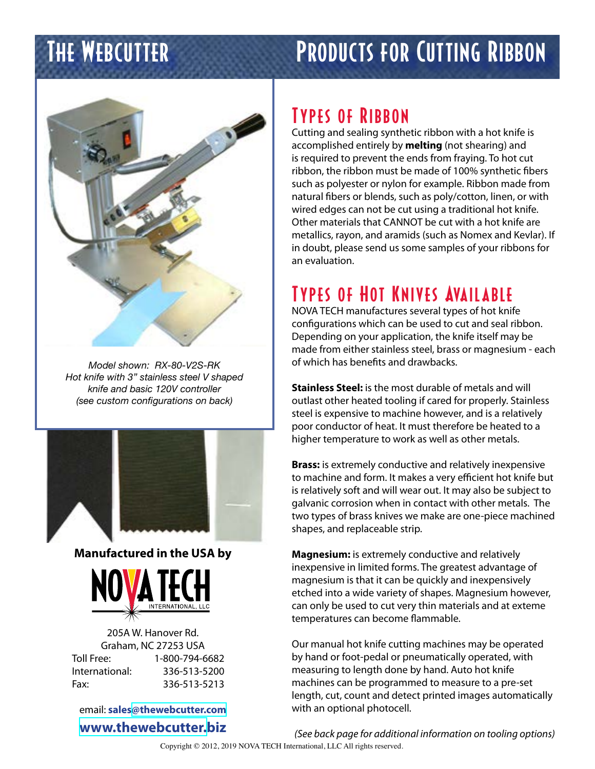# The Webcutter

# Products for Cutting Ribbon

*Model shown: RX-80-V2S-RK*
*Hot knife with 3" stainless steel V shaped knife and basic 120V controller*
*(see custom configurations on back)*

**Manufactured in the USA by**

NOVA TECH INTERNATIONAL, LLC

205A W. Hanover Rd.
Graham, NC 27253 USA

Toll Free: 1-800-794-6682
International: 336-513-5200
Fax: 336-513-5213

email: **sales@thewebcutter.com**

**www.thewebcutter.biz**

## Types of Ribbon

Cutting and sealing synthetic ribbon with a hot knife is accomplished entirely by **melting** (not shearing) and is required to prevent the ends from fraying. To hot cut ribbon, the ribbon must be made of 100% synthetic fibers such as polyester or nylon for example. Ribbon made from natural fibers or blends, such as poly/cotton, linen, or with wired edges can not be cut using a traditional hot knife. Other materials that CANNOT be cut with a hot knife are metallics, rayon, and aramids (such as Nomex and Kevlar). If in doubt, please send us some samples of your ribbons for an evaluation.

## Types of Hot Knives Available

NOVA TECH manufactures several types of hot knife configurations which can be used to cut and seal ribbon. Depending on your application, the knife itself may be made from either stainless steel, brass or magnesium - each of which has benefits and drawbacks.

**Stainless Steel:** is the most durable of metals and will outlast other heated tooling if cared for properly. Stainless steel is expensive to machine however, and is a relatively poor conductor of heat. It must therefore be heated to a higher temperature to work as well as other metals.

**Brass:** is extremely conductive and relatively inexpensive to machine and form. It makes a very efficient hot knife but is relatively soft and will wear out. It may also be subject to galvanic corrosion when in contact with other metals. The two types of brass knives we make are one-piece machined shapes, and replaceable strip.

**Magnesium:** is extremely conductive and relatively inexpensive in limited forms. The greatest advantage of magnesium is that it can be quickly and inexpensively etched into a wide variety of shapes. Magnesium however, can only be used to cut very thin materials and at exteme temperatures can become flammable.

Our manual hot knife cutting machines may be operated by hand or foot-pedal or pneumatically operated, with measuring to length done by hand. Auto hot knife machines can be programmed to measure to a pre-set length, cut, count and detect printed images automatically with an optional photocell.

*(See back page for additional information on tooling options)*

Copyright © 2012, 2019 NOVA TECH International, LLC All rights reserved.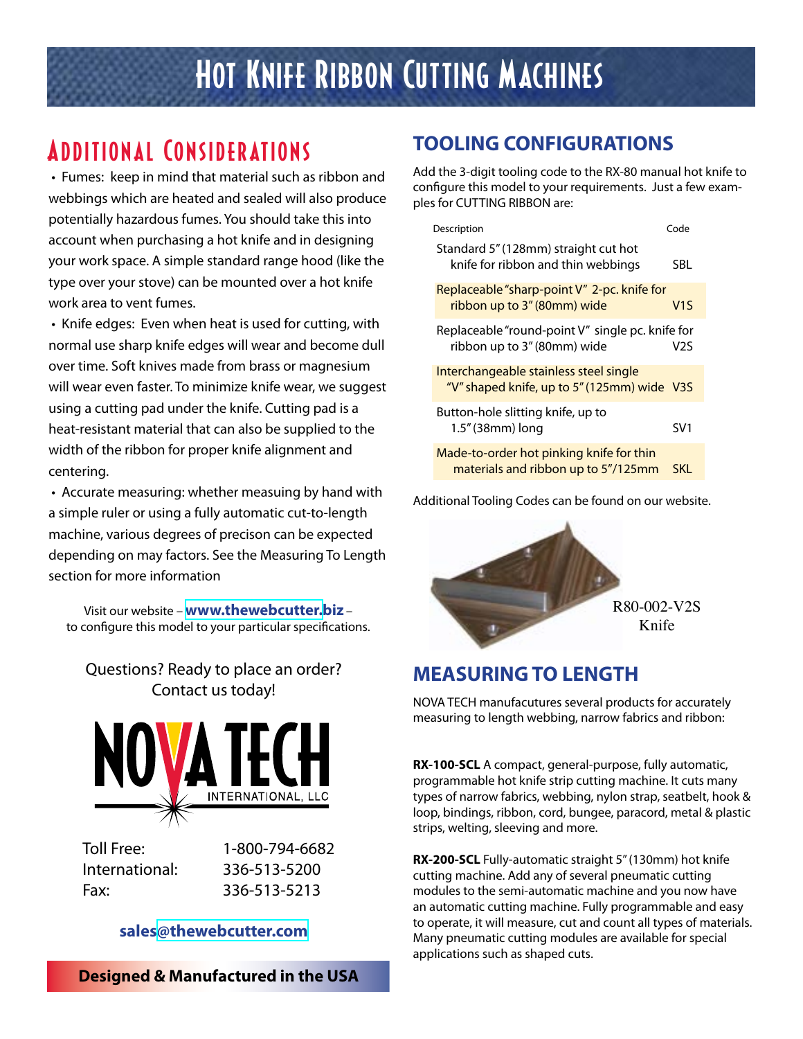# Hot Knife Ribbon Cutting Machines

## Additional Considerations

- Fumes: keep in mind that material such as ribbon and webbings which are heated and sealed will also produce potentially hazardous fumes. You should take this into account when purchasing a hot knife and in designing your work space. A simple standard range hood (like the type over your stove) can be mounted over a hot knife work area to vent fumes.
- Knife edges: Even when heat is used for cutting, with normal use sharp knife edges will wear and become dull over time. Soft knives made from brass or magnesium will wear even faster. To minimize knife wear, we suggest using a cutting pad under the knife. Cutting pad is a heat-resistant material that can also be supplied to the width of the ribbon for proper knife alignment and centering.
- Accurate measuring: whether measuing by hand with a simple ruler or using a fully automatic cut-to-length machine, various degrees of precison can be expected depending on may factors. See the Measuring To Length section for more information

Visit our website – **www.thewebcutter.biz** – to configure this model to your particular specifications.

Questions? Ready to place an order?
Contact us today!

NOVA TECH INTERNATIONAL, LLC

| | |
|---|---|
| Toll Free: | 1-800-794-6682 |
| International: | 336-513-5200 |
| Fax: | 336-513-5213 |

**sales@thewebcutter.com**

**Designed & Manufactured in the USA**

## TOOLING CONFIGURATIONS

Add the 3-digit tooling code to the RX-80 manual hot knife to configure this model to your requirements. Just a few examples for CUTTING RIBBON are:

| Description | Code |
|---|---|
| Standard 5" (128mm) straight cut hot knife for ribbon and thin webbings | SBL |
| Replaceable "sharp-point V" 2-pc. knife for ribbon up to 3" (80mm) wide | V1S |
| Replaceable "round-point V" single pc. knife for ribbon up to 3" (80mm) wide | V2S |
| Interchangeable stainless steel single "V" shaped knife, up to 5" (125mm) wide | V3S |
| Button-hole slitting knife, up to 1.5" (38mm) long | SV1 |
| Made-to-order hot pinking knife for thin materials and ribbon up to 5"/125mm | SKL |

Additional Tooling Codes can be found on our website.

R80-002-V2S Knife

## MEASURING TO LENGTH

NOVA TECH manufacutures several products for accurately measuring to length webbing, narrow fabrics and ribbon:

**RX-100-SCL** A compact, general-purpose, fully automatic, programmable hot knife strip cutting machine. It cuts many types of narrow fabrics, webbing, nylon strap, seatbelt, hook & loop, bindings, ribbon, cord, bungee, paracord, metal & plastic strips, welting, sleeving and more.

**RX-200-SCL** Fully-automatic straight 5" (130mm) hot knife cutting machine. Add any of several pneumatic cutting modules to the semi-automatic machine and you now have an automatic cutting machine. Fully programmable and easy to operate, it will measure, cut and count all types of materials. Many pneumatic cutting modules are available for special applications such as shaped cuts.